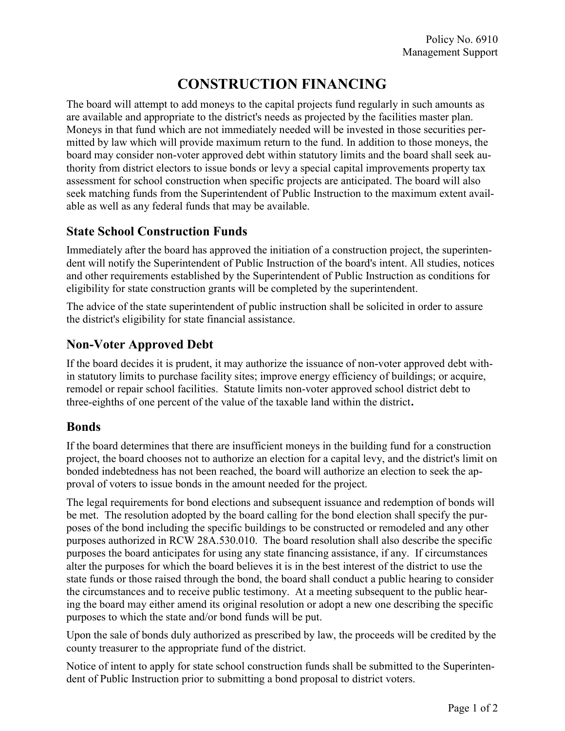Policy No. 6910
Management Support

# CONSTRUCTION FINANCING

The board will attempt to add moneys to the capital projects fund regularly in such amounts as are available and appropriate to the district's needs as projected by the facilities master plan. Moneys in that fund which are not immediately needed will be invested in those securities permitted by law which will provide maximum return to the fund. In addition to those moneys, the board may consider non-voter approved debt within statutory limits and the board shall seek authority from district electors to issue bonds or levy a special capital improvements property tax assessment for school construction when specific projects are anticipated. The board will also seek matching funds from the Superintendent of Public Instruction to the maximum extent available as well as any federal funds that may be available.

## State School Construction Funds

Immediately after the board has approved the initiation of a construction project, the superintendent will notify the Superintendent of Public Instruction of the board's intent. All studies, notices and other requirements established by the Superintendent of Public Instruction as conditions for eligibility for state construction grants will be completed by the superintendent.

The advice of the state superintendent of public instruction shall be solicited in order to assure the district's eligibility for state financial assistance.

## Non-Voter Approved Debt

If the board decides it is prudent, it may authorize the issuance of non-voter approved debt within statutory limits to purchase facility sites; improve energy efficiency of buildings; or acquire, remodel or repair school facilities. Statute limits non-voter approved school district debt to three-eighths of one percent of the value of the taxable land within the district**.**

## Bonds

If the board determines that there are insufficient moneys in the building fund for a construction project, the board chooses not to authorize an election for a capital levy, and the district's limit on bonded indebtedness has not been reached, the board will authorize an election to seek the approval of voters to issue bonds in the amount needed for the project.

The legal requirements for bond elections and subsequent issuance and redemption of bonds will be met. The resolution adopted by the board calling for the bond election shall specify the purposes of the bond including the specific buildings to be constructed or remodeled and any other purposes authorized in RCW 28A.530.010. The board resolution shall also describe the specific purposes the board anticipates for using any state financing assistance, if any. If circumstances alter the purposes for which the board believes it is in the best interest of the district to use the state funds or those raised through the bond, the board shall conduct a public hearing to consider the circumstances and to receive public testimony. At a meeting subsequent to the public hearing the board may either amend its original resolution or adopt a new one describing the specific purposes to which the state and/or bond funds will be put.

Upon the sale of bonds duly authorized as prescribed by law, the proceeds will be credited by the county treasurer to the appropriate fund of the district.

Notice of intent to apply for state school construction funds shall be submitted to the Superintendent of Public Instruction prior to submitting a bond proposal to district voters.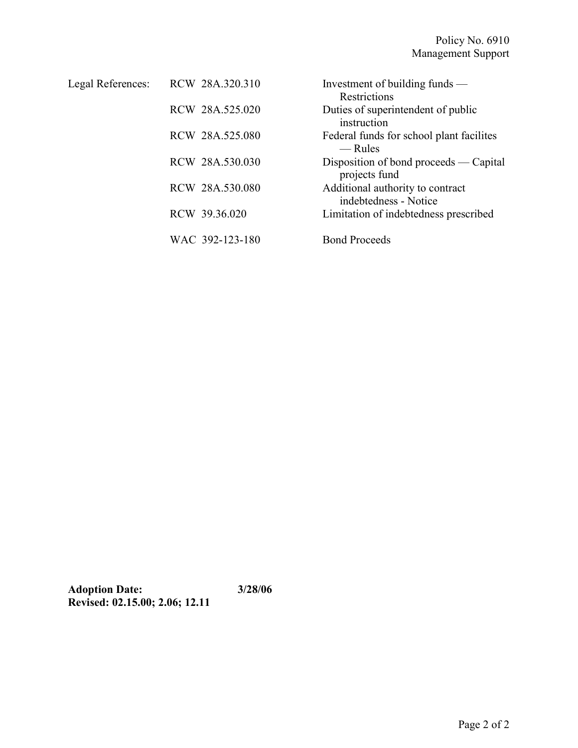| | | |
|---|---|---|
| Legal References: | RCW 28A.320.310 | Investment of building funds — Restrictions |
| | RCW 28A.525.020 | Duties of superintendent of public instruction |
| | RCW 28A.525.080 | Federal funds for school plant facilites — Rules |
| | RCW 28A.530.030 | Disposition of bond proceeds — Capital projects fund |
| | RCW 28A.530.080 | Additional authority to contract indebtedness - Notice |
| | RCW 39.36.020 | Limitation of indebtedness prescribed |
| | WAC 392-123-180 | Bond Proceeds |

**Adoption Date:** **3/28/06**
**Revised: 02.15.00; 2.06; 12.11**